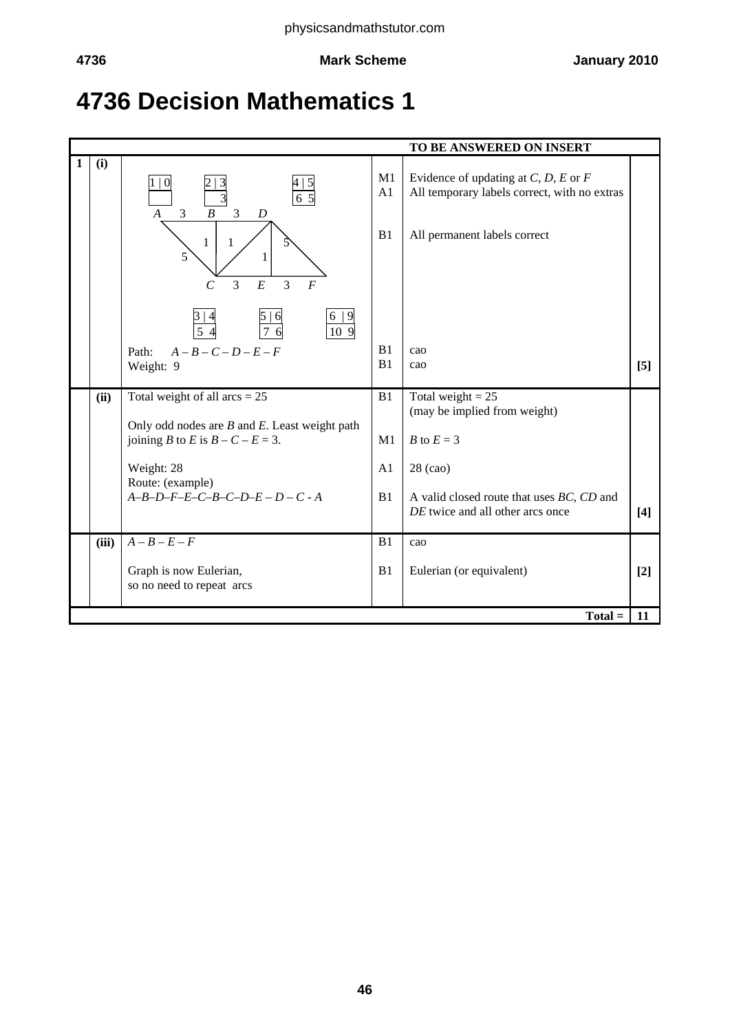# 4736 Decision Mathematics 1

| | | TO BE ANSWERED ON INSERT | | | |
|---|---|---|---|---|---|
| **1** | **(i)** | Node labels (order \| permanent label, temporary labels): $A$: 1 \| 0; $B$: 2 \| 3, temp 3; $D$: 4 \| 5, temp 6 5; $C$: 3 \| 4, temp 5 4; $E$: 5 \| 6, temp 7 6; $F$: 6 \| 9, temp 10 9. Arcs: $AB$ = 3, $BD$ = 3, $AC$ = 5, $BC$ = 1, $CD$ = 1, $DE$ = 1, $DF$ = 5, $CE$ = 3, $EF$ = 3 | M1<br>A1 | Evidence of updating at $C$, $D$, $E$ or $F$<br>All temporary labels correct, with no extras | |
| | | | B1 | All permanent labels correct | |
| | | Path: $A – B – C – D – E – F$<br>Weight: 9 | B1<br>B1 | cao<br>cao | **[5]** |
| | **(ii)** | Total weight of all arcs = 25 | B1 | Total weight = 25<br>(may be implied from weight) | |
| | | Only odd nodes are $B$ and $E$. Least weight path joining $B$ to $E$ is $B – C – E = 3$. | M1 | $B$ to $E = 3$ | |
| | | Weight: 28 | A1 | 28 (cao) | |
| | | Route: (example)<br>$A–B–D–F–E–C–B–C–D–E – D – C - A$ | B1 | A valid closed route that uses $BC$, $CD$ and $DE$ twice and all other arcs once | **[4]** |
| | **(iii)** | $A – B – E – F$ | B1 | cao | |
| | | Graph is now Eulerian,<br>so no need to repeat arcs | B1 | Eulerian (or equivalent) | **[2]** |
| | | | | **Total =** | **11** |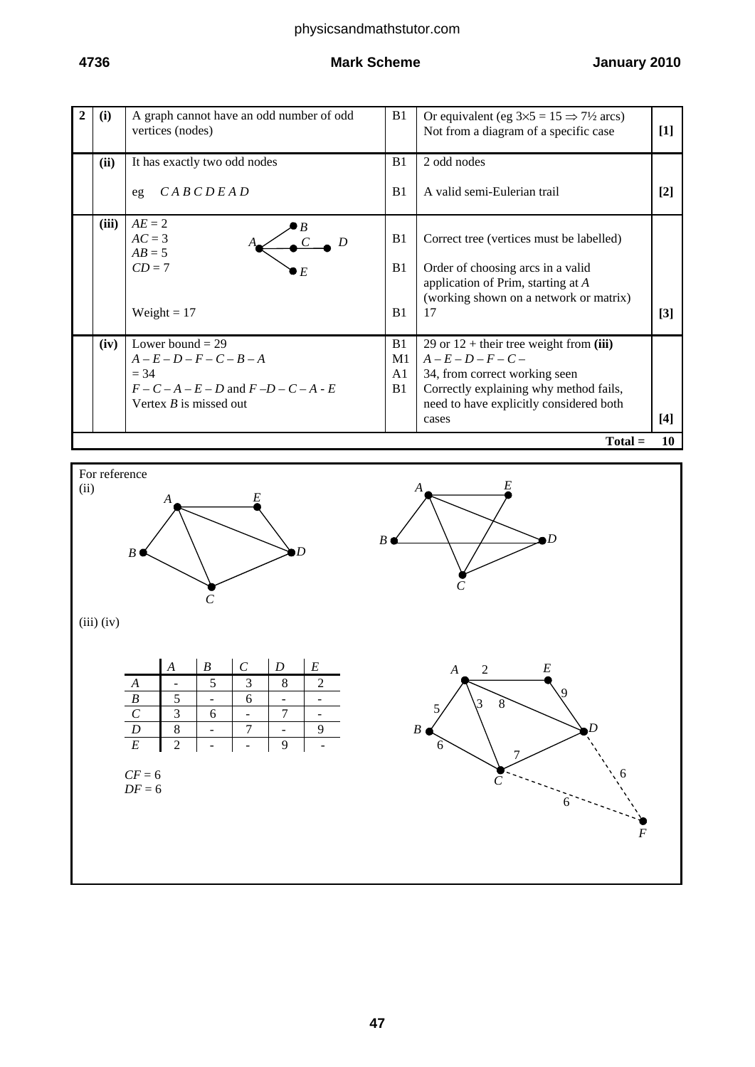| 2 | | | | | |
|---|---|---|---|---|---|
| | (i) | A graph cannot have an odd number of odd vertices (nodes) | B1 | Or equivalent (eg $3 \times 5 = 15 \Rightarrow 7\frac{1}{2}$ arcs) Not from a diagram of a specific case | [1] |
| | (ii) | It has exactly two odd nodes | B1 | 2 odd nodes | |
| | | eg *C A B C D E A D* | B1 | A valid semi-Eulerian trail | [2] |
| | (iii) | $AE = 2$<br>$AC = 3$<br>$AB = 5$<br>$CD = 7$ | B1 | Correct tree (vertices must be labelled) | |
| | | | B1 | Order of choosing arcs in a valid application of Prim, starting at *A* (working shown on a network or matrix) | |
| | | Weight = 17 | B1 | 17 | [3] |
| | (iv) | Lower bound = 29 | B1 | 29 or 12 + their tree weight from **(iii)** | |
| | | $A - E - D - F - C - B - A$ | M1 | $A - E - D - F - C -$ | |
| | | = 34 | A1 | 34, from correct working seen | |
| | | $F - C - A - E - D$ and $F - D - C - A - E$<br>Vertex *B* is missed out | B1 | Correctly explaining why method fails, need to have explicitly considered both cases | [4] |
| | | | | **Total =** | **10** |

For reference

(ii)

(iii) (iv)

| | *A* | *B* | *C* | *D* | *E* |
|---|---|---|---|---|---|
| *A* | - | 5 | 3 | 8 | 2 |
| *B* | 5 | - | 6 | - | - |
| *C* | 3 | 6 | - | 7 | - |
| *D* | 8 | - | 7 | - | 9 |
| *E* | 2 | - | - | 9 | - |

$CF = 6$
$DF = 6$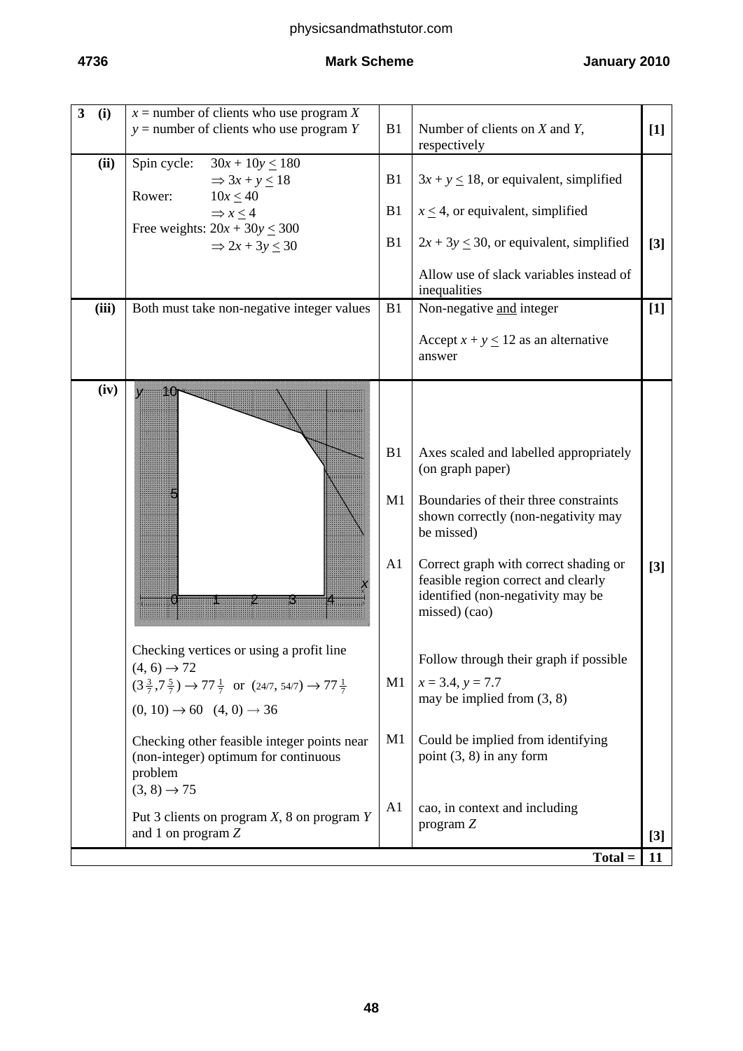| 3 | | | | |
|---|---|---|---|---|
| **(i)** | $x$ = number of clients who use program $X$<br>$y$ = number of clients who use program $Y$ | B1 | Number of clients on $X$ and $Y$, respectively | **[1]** |
| **(ii)** | Spin cycle: $30x + 10y \leq 180$<br>$\Rightarrow 3x + y \leq 18$<br>Rower: $10x \leq 40$<br>$\Rightarrow x \leq 4$<br>Free weights: $20x + 30y \leq 300$<br>$\Rightarrow 2x + 3y \leq 30$ | B1<br>B1<br>B1 | $3x + y \leq 18$, or equivalent, simplified<br>$x \leq 4$, or equivalent, simplified<br>$2x + 3y \leq 30$, or equivalent, simplified<br><br>Allow use of slack variables instead of inequalities | **[3]** |
| **(iii)** | Both must take non-negative integer values | B1 | Non-negative <u>and</u> integer<br><br>Accept $x + y \leq 12$ as an alternative answer | **[1]** |
| **(iv)** | [Graph: feasible region with vertices (0, 0), (4, 0), (4, 6), $(3\frac{3}{7}, 7\frac{5}{7})$, (0, 10)] | B1<br>M1<br>A1 | Axes scaled and labelled appropriately (on graph paper)<br>Boundaries of their three constraints shown correctly (non-negativity may be missed)<br>Correct graph with correct shading or feasible region correct and clearly identified (non-negativity may be missed) (cao) | **[3]** |
| | Checking vertices or using a profit line<br>$(4, 6) \rightarrow 72$<br>$(3\frac{3}{7}, 7\frac{5}{7}) \rightarrow 77\frac{1}{7}$ or $(24/7, 54/7) \rightarrow 77\frac{1}{7}$<br>$(0, 10) \rightarrow 60$ $(4, 0) \rightarrow 36$ | M1 | Follow through their graph if possible<br>$x = 3.4$, $y = 7.7$<br>may be implied from (3, 8) | |
| | Checking other feasible integer points near (non-integer) optimum for continuous problem<br>$(3, 8) \rightarrow 75$ | M1 | Could be implied from identifying point (3, 8) in any form | |
| | Put 3 clients on program $X$, 8 on program $Y$ and 1 on program $Z$ | A1 | cao, in context and including program $Z$ | **[3]** |
| | | | **Total =** | **11** |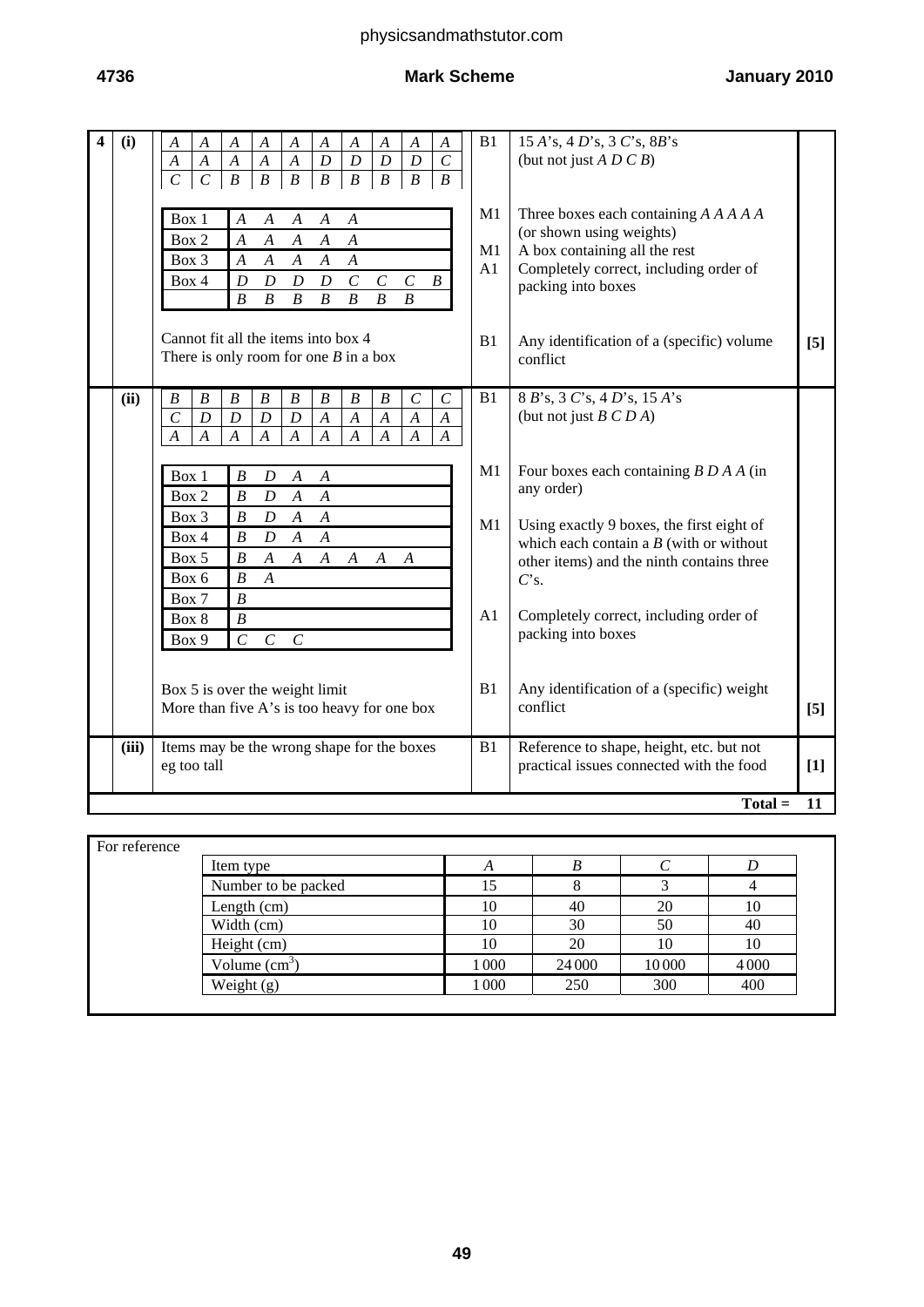| Q | Part | Answer | Marks | Guidance | |
|---|---|---|---|---|---|
| 4 | (i) | *A A A A A A A A A A*<br>*A A A A A D D D D C*<br>*C C B B B B B B B B* | B1 | 15 *A*'s, 4 *D*'s, 3 *C*'s, 8*B*'s<br>(but not just *A D C B*) | |
| | | Box 1: *A A A A A*<br>Box 2: *A A A A A*<br>Box 3: *A A A A A*<br>Box 4: *D D D D C C C B*<br>*B B B B B B B* | M1<br>M1<br>A1 | Three boxes each containing *A A A A A* (or shown using weights)<br>A box containing all the rest<br>Completely correct, including order of packing into boxes | |
| | | Cannot fit all the items into box 4<br>There is only room for one *B* in a box | B1 | Any identification of a (specific) volume conflict | [5] |
| | (ii) | *B B B B B B B B C C*<br>*C D D D D A A A A A*<br>*A A A A A A A A A A* | B1 | 8 *B*'s, 3 *C*'s, 4 *D*'s, 15 *A*'s<br>(but not just *B C D A*) | |
| | | Box 1: *B D A A*<br>Box 2: *B D A A*<br>Box 3: *B D A A*<br>Box 4: *B D A A*<br>Box 5: *B A A A A A A*<br>Box 6: *B A*<br>Box 7: *B*<br>Box 8: *B*<br>Box 9: *C C C* | M1<br>M1<br>A1 | Four boxes each containing *B D A A* (in any order)<br>Using exactly 9 boxes, the first eight of which each contain a *B* (with or without other items) and the ninth contains three *C*'s.<br>Completely correct, including order of packing into boxes | |
| | | Box 5 is over the weight limit<br>More than five A's is too heavy for one box | B1 | Any identification of a (specific) weight conflict | [5] |
| | (iii) | Items may be the wrong shape for the boxes eg too tall | B1 | Reference to shape, height, etc. but not practical issues connected with the food | [1] |
| | | | | **Total =** | **11** |

For reference

| Item type | *A* | *B* | *C* | *D* |
|---|---|---|---|---|
| Number to be packed | 15 | 8 | 3 | 4 |
| Length (cm) | 10 | 40 | 20 | 10 |
| Width (cm) | 10 | 30 | 50 | 40 |
| Height (cm) | 10 | 20 | 10 | 10 |
| Volume ($cm^3$) | 1 000 | 24 000 | 10 000 | 4 000 |
| Weight (g) | 1 000 | 250 | 300 | 400 |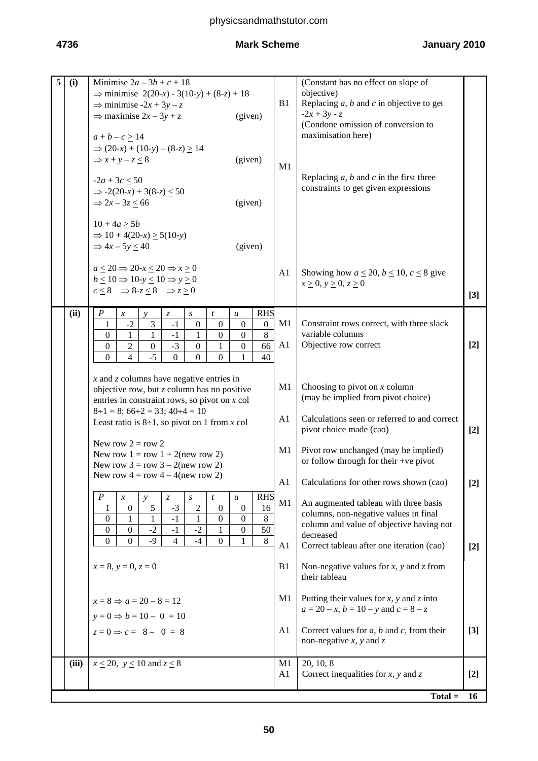| Q | Part | Answer | Marks | Guidance | Total |
|---|---|---|---|---|---|
| 5 | (i) | Minimise $2a - 3b + c + 18$<br>$\Rightarrow$ minimise $2(20\text{-}x) - 3(10\text{-}y) + (8\text{-}z) + 18$<br>$\Rightarrow$ minimise $-2x + 3y - z$<br>$\Rightarrow$ maximise $2x - 3y + z$ (given) | B1 | (Constant has no effect on slope of objective)<br>Replacing $a$, $b$ and $c$ in objective to get $-2x + 3y - z$<br>(Condone omission of conversion to maximisation here) | |
| | | $a + b - c \geq 14$<br>$\Rightarrow (20\text{-}x) + (10\text{-}y) - (8\text{-}z) \geq 14$<br>$\Rightarrow x + y - z \leq 8$ (given)<br><br>$-2a + 3c \leq 50$<br>$\Rightarrow -2(20\text{-}x) + 3(8\text{-}z) \leq 50$<br>$\Rightarrow 2x - 3z \leq 66$ (given)<br><br>$10 + 4a \geq 5b$<br>$\Rightarrow 10 + 4(20\text{-}x) \geq 5(10\text{-}y)$<br>$\Rightarrow 4x - 5y \leq 40$ (given) | M1 | Replacing $a$, $b$ and $c$ in the first three constraints to get given expressions | |
| | | $a \leq 20 \Rightarrow 20\text{-}x \leq 20 \Rightarrow x \geq 0$<br>$b \leq 10 \Rightarrow 10\text{-}y \leq 10 \Rightarrow y \geq 0$<br>$c \leq 8 \Rightarrow 8\text{-}z \leq 8 \Rightarrow z \geq 0$ | A1 | Showing how $a \leq 20$, $b \leq 10$, $c \leq 8$ give $x \geq 0$, $y \geq 0$, $z \geq 0$ | [3] |
| | (ii) | Initial tableau (see Table A below) | M1<br>A1 | Constraint rows correct, with three slack variable columns<br>Objective row correct | [2] |
| | | $x$ and $z$ columns have negative entries in objective row, but $z$ column has no positive entries in constraint rows, so pivot on $x$ col | M1 | Choosing to pivot on $x$ column (may be implied from pivot choice) | |
| | | $8 \div 1 = 8$; $66 \div 2 = 33$; $40 \div 4 = 10$<br>Least ratio is $8 \div 1$, so pivot on 1 from $x$ col | A1 | Calculations seen or referred to and correct pivot choice made (cao) | [2] |
| | | New row 2 = row 2<br>New row 1 = row 1 + 2(new row 2)<br>New row 3 = row 3 – 2(new row 2)<br>New row 4 = row 4 – 4(new row 2) | M1<br>A1 | Pivot row unchanged (may be implied) or follow through for their +ve pivot<br>Calculations for other rows shown (cao) | [2] |
| | | Tableau after one iteration (see Table B below) | M1<br>A1 | An augmented tableau with three basis columns, non-negative values in final column and value of objective having not decreased<br>Correct tableau after one iteration (cao) | [2] |
| | | $x = 8$, $y = 0$, $z = 0$ | B1 | Non-negative values for $x$, $y$ and $z$ from their tableau | |
| | | $x = 8 \Rightarrow a = 20 - 8 = 12$<br>$y = 0 \Rightarrow b = 10 - 0 = 10$<br>$z = 0 \Rightarrow c = 8 - 0 = 8$ | M1<br>A1 | Putting their values for $x$, $y$ and $z$ into $a = 20 - x$, $b = 10 - y$ and $c = 8 - z$<br>Correct values for $a$, $b$ and $c$, from their non-negative $x$, $y$ and $z$ | [3] |
| | (iii) | $x \leq 20$, $y \leq 10$ and $z \leq 8$ | M1<br>A1 | 20, 10, 8<br>Correct inequalities for $x$, $y$ and $z$ | [2] |
| | | | | **Total =** | **16** |

Table A (initial tableau):

| $P$ | $x$ | $y$ | $z$ | $s$ | $t$ | $u$ | RHS |
|---|---|---|---|---|---|---|---|
| 1 | -2 | 3 | -1 | 0 | 0 | 0 | 0 |
| 0 | 1 | 1 | -1 | 1 | 0 | 0 | 8 |
| 0 | 2 | 0 | -3 | 0 | 1 | 0 | 66 |
| 0 | 4 | -5 | 0 | 0 | 0 | 1 | 40 |

Table B (after one iteration):

| $P$ | $x$ | $y$ | $z$ | $s$ | $t$ | $u$ | RHS |
|---|---|---|---|---|---|---|---|
| 1 | 0 | 5 | -3 | 2 | 0 | 0 | 16 |
| 0 | 1 | 1 | -1 | 1 | 0 | 0 | 8 |
| 0 | 0 | -2 | -1 | -2 | 1 | 0 | 50 |
| 0 | 0 | -9 | 4 | -4 | 0 | 1 | 8 |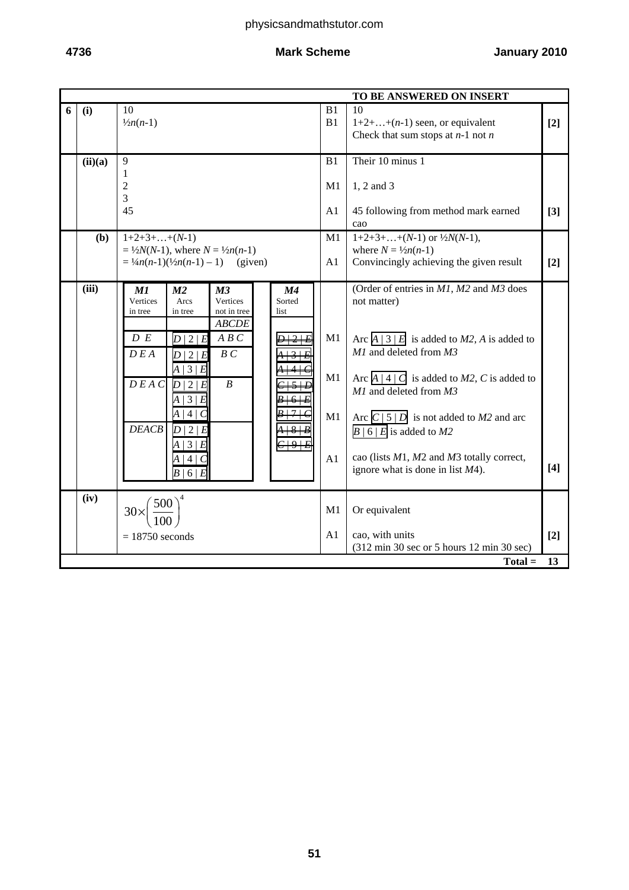| | | | | | |
|---|---|---|---|---|---|
| | | | | **TO BE ANSWERED ON INSERT** | |
| **6** | **(i)** | 10<br>$\frac{1}{2}n(n-1)$ | B1<br>B1 | 10<br>$1+2+\ldots+(n-1)$ seen, or equivalent<br>Check that sum stops at $n$-1 not $n$ | **[2]** |
| | **(ii)(a)** | 9<br>1<br>2<br>3<br>45 | B1<br><br>M1<br><br>A1 | Their 10 minus 1<br><br>1, 2 and 3<br><br>45 following from method mark earned cao | **[3]** |
| | **(b)** | $1+2+3+\ldots+(N-1)$<br>$= \frac{1}{2}N(N-1)$, where $N = \frac{1}{2}n(n-1)$<br>$= \frac{1}{4}n(n-1)(\frac{1}{2}n(n-1) - 1)$ (given) | M1<br><br>A1 | $1+2+3+\ldots+(N-1)$ or $\frac{1}{2}N(N-1)$, where $N = \frac{1}{2}n(n-1)$<br>Convincingly achieving the given result | **[2]** |
| | **(iii)** | *M1* Vertices in tree: –; D E; D E A; D E A C; DEACB<br>*M2* Arcs in tree: –; D \| 2 \| E; D \| 2 \| E, A \| 3 \| E; D \| 2 \| E, A \| 3 \| E, A \| 4 \| C; D \| 2 \| E, A \| 3 \| E, A \| 4 \| C, B \| 6 \| E<br>*M3* Vertices not in tree: ABCDE; A B C; B C; B; –<br>*M4* Sorted list: ~~D \| 2 \| E~~, ~~A \| 3 \| E~~, ~~A \| 4 \| C~~, ~~C \| 5 \| D~~, ~~B \| 6 \| E~~, ~~B \| 7 \| C~~, ~~A \| 8 \| B~~, ~~C \| 9 \| E~~ | M1<br><br>M1<br><br>M1<br><br>A1 | (Order of entries in *M1*, *M2* and *M3* does not matter)<br><br>Arc A \| 3 \| E is added to *M2*, *A* is added to *M1* and deleted from *M3*<br><br>Arc A \| 4 \| C is added to *M2*, *C* is added to *M1* and deleted from *M3*<br><br>Arc C \| 5 \| D is not added to *M2* and arc B \| 6 \| E is added to *M2*<br><br>cao (lists *M*1, *M*2 and *M*3 totally correct, ignore what is done in list *M*4). | **[4]** |
| | **(iv)** | $30\times\left(\frac{500}{100}\right)^4$<br>$= 18750$ seconds | M1<br><br>A1 | Or equivalent<br><br>cao, with units<br>(312 min 30 sec or 5 hours 12 min 30 sec) | **[2]** |
| | | | | **Total =** | **13** |